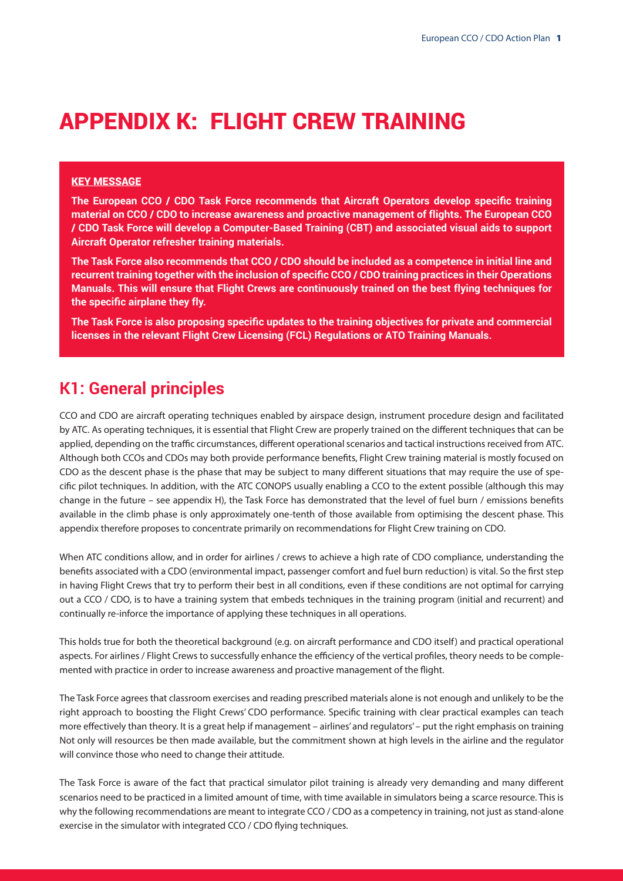# APPENDIX K: FLIGHT CREW TRAINING

**KEY MESSAGE**

**The European CCO / CDO Task Force recommends that Aircraft Operators develop specific training material on CCO / CDO to increase awareness and proactive management of flights. The European CCO / CDO Task Force will develop a Computer-Based Training (CBT) and associated visual aids to support Aircraft Operator refresher training materials.**

**The Task Force also recommends that CCO / CDO should be included as a competence in initial line and recurrent training together with the inclusion of specific CCO / CDO training practices in their Operations Manuals. This will ensure that Flight Crews are continuously trained on the best flying techniques for the specific airplane they fly.**

**The Task Force is also proposing specific updates to the training objectives for private and commercial licenses in the relevant Flight Crew Licensing (FCL) Regulations or ATO Training Manuals.**

## K1: General principles

CCO and CDO are aircraft operating techniques enabled by airspace design, instrument procedure design and facilitated by ATC. As operating techniques, it is essential that Flight Crew are properly trained on the different techniques that can be applied, depending on the traffic circumstances, different operational scenarios and tactical instructions received from ATC. Although both CCOs and CDOs may both provide performance benefits, Flight Crew training material is mostly focused on CDO as the descent phase is the phase that may be subject to many different situations that may require the use of specific pilot techniques. In addition, with the ATC CONOPS usually enabling a CCO to the extent possible (although this may change in the future – see appendix H), the Task Force has demonstrated that the level of fuel burn / emissions benefits available in the climb phase is only approximately one-tenth of those available from optimising the descent phase. This appendix therefore proposes to concentrate primarily on recommendations for Flight Crew training on CDO.

When ATC conditions allow, and in order for airlines / crews to achieve a high rate of CDO compliance, understanding the benefits associated with a CDO (environmental impact, passenger comfort and fuel burn reduction) is vital. So the first step in having Flight Crews that try to perform their best in all conditions, even if these conditions are not optimal for carrying out a CCO / CDO, is to have a training system that embeds techniques in the training program (initial and recurrent) and continually re-inforce the importance of applying these techniques in all operations.

This holds true for both the theoretical background (e.g. on aircraft performance and CDO itself) and practical operational aspects. For airlines / Flight Crews to successfully enhance the efficiency of the vertical profiles, theory needs to be complemented with practice in order to increase awareness and proactive management of the flight.

The Task Force agrees that classroom exercises and reading prescribed materials alone is not enough and unlikely to be the right approach to boosting the Flight Crews' CDO performance. Specific training with clear practical examples can teach more effectively than theory. It is a great help if management – airlines' and regulators' – put the right emphasis on training Not only will resources be then made available, but the commitment shown at high levels in the airline and the regulator will convince those who need to change their attitude.

The Task Force is aware of the fact that practical simulator pilot training is already very demanding and many different scenarios need to be practiced in a limited amount of time, with time available in simulators being a scarce resource. This is why the following recommendations are meant to integrate CCO / CDO as a competency in training, not just as stand-alone exercise in the simulator with integrated CCO / CDO flying techniques.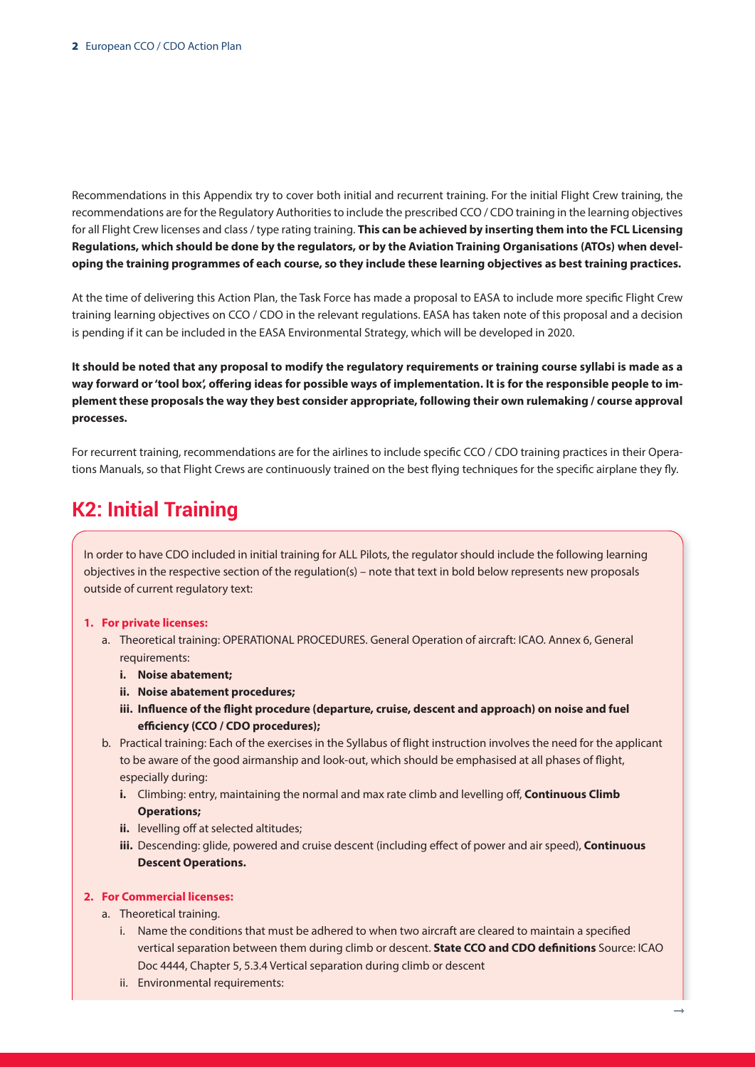Recommendations in this Appendix try to cover both initial and recurrent training. For the initial Flight Crew training, the recommendations are for the Regulatory Authorities to include the prescribed CCO / CDO training in the learning objectives for all Flight Crew licenses and class / type rating training. **This can be achieved by inserting them into the FCL Licensing Regulations, which should be done by the regulators, or by the Aviation Training Organisations (ATOs) when developing the training programmes of each course, so they include these learning objectives as best training practices.**

At the time of delivering this Action Plan, the Task Force has made a proposal to EASA to include more specific Flight Crew training learning objectives on CCO / CDO in the relevant regulations. EASA has taken note of this proposal and a decision is pending if it can be included in the EASA Environmental Strategy, which will be developed in 2020.

**It should be noted that any proposal to modify the regulatory requirements or training course syllabi is made as a way forward or 'tool box', offering ideas for possible ways of implementation. It is for the responsible people to implement these proposals the way they best consider appropriate, following their own rulemaking / course approval processes.**

For recurrent training, recommendations are for the airlines to include specific CCO / CDO training practices in their Operations Manuals, so that Flight Crews are continuously trained on the best flying techniques for the specific airplane they fly.

## K2: Initial Training

In order to have CDO included in initial training for ALL Pilots, the regulator should include the following learning objectives in the respective section of the regulation(s) – note that text in bold below represents new proposals outside of current regulatory text:

1. **For private licenses:**
   a. Theoretical training: OPERATIONAL PROCEDURES. General Operation of aircraft: ICAO. Annex 6, General requirements:
      i. **Noise abatement;**
      ii. **Noise abatement procedures;**
      iii. **Influence of the flight procedure (departure, cruise, descent and approach) on noise and fuel efficiency (CCO / CDO procedures);**

   b. Practical training: Each of the exercises in the Syllabus of flight instruction involves the need for the applicant to be aware of the good airmanship and look-out, which should be emphasised at all phases of flight, especially during:
      i. Climbing: entry, maintaining the normal and max rate climb and levelling off, **Continuous Climb Operations;**
      ii. levelling off at selected altitudes;
      iii. Descending: glide, powered and cruise descent (including effect of power and air speed), **Continuous Descent Operations.**

2. **For Commercial licenses:**
   a. Theoretical training.
      i. Name the conditions that must be adhered to when two aircraft are cleared to maintain a specified vertical separation between them during climb or descent. **State CCO and CDO definitions** Source: ICAO Doc 4444, Chapter 5, 5.3.4 Vertical separation during climb or descent
      ii. Environmental requirements: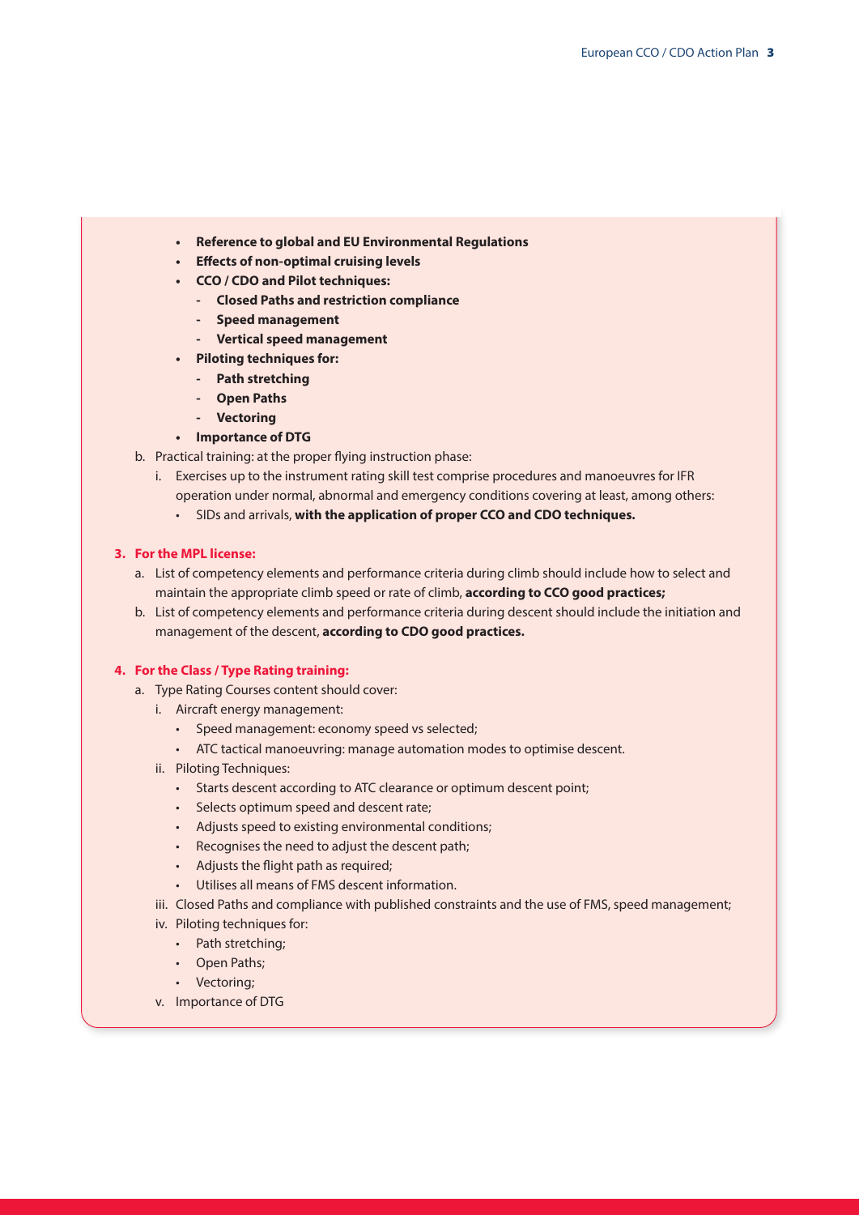- **Reference to global and EU Environmental Regulations**
- **Effects of non-optimal cruising levels**
- **CCO / CDO and Pilot techniques:**
  - **Closed Paths and restriction compliance**
  - **Speed management**
  - **Vertical speed management**
- **Piloting techniques for:**
  - **Path stretching**
  - **Open Paths**
  - **Vectoring**
- **Importance of DTG**

b. Practical training: at the proper flying instruction phase:

  i. Exercises up to the instrument rating skill test comprise procedures and manoeuvres for IFR operation under normal, abnormal and emergency conditions covering at least, among others:

  - SIDs and arrivals, **with the application of proper CCO and CDO techniques.**

**3. For the MPL license:**

a. List of competency elements and performance criteria during climb should include how to select and maintain the appropriate climb speed or rate of climb, **according to CCO good practices;**

b. List of competency elements and performance criteria during descent should include the initiation and management of the descent, **according to CDO good practices.**

**4. For the Class / Type Rating training:**

a. Type Rating Courses content should cover:

  i. Aircraft energy management:
  - Speed management: economy speed vs selected;
  - ATC tactical manoeuvring: manage automation modes to optimise descent.

  ii. Piloting Techniques:
  - Starts descent according to ATC clearance or optimum descent point;
  - Selects optimum speed and descent rate;
  - Adjusts speed to existing environmental conditions;
  - Recognises the need to adjust the descent path;
  - Adjusts the flight path as required;
  - Utilises all means of FMS descent information.

  iii. Closed Paths and compliance with published constraints and the use of FMS, speed management;

  iv. Piloting techniques for:
  - Path stretching;
  - Open Paths;
  - Vectoring;

  v. Importance of DTG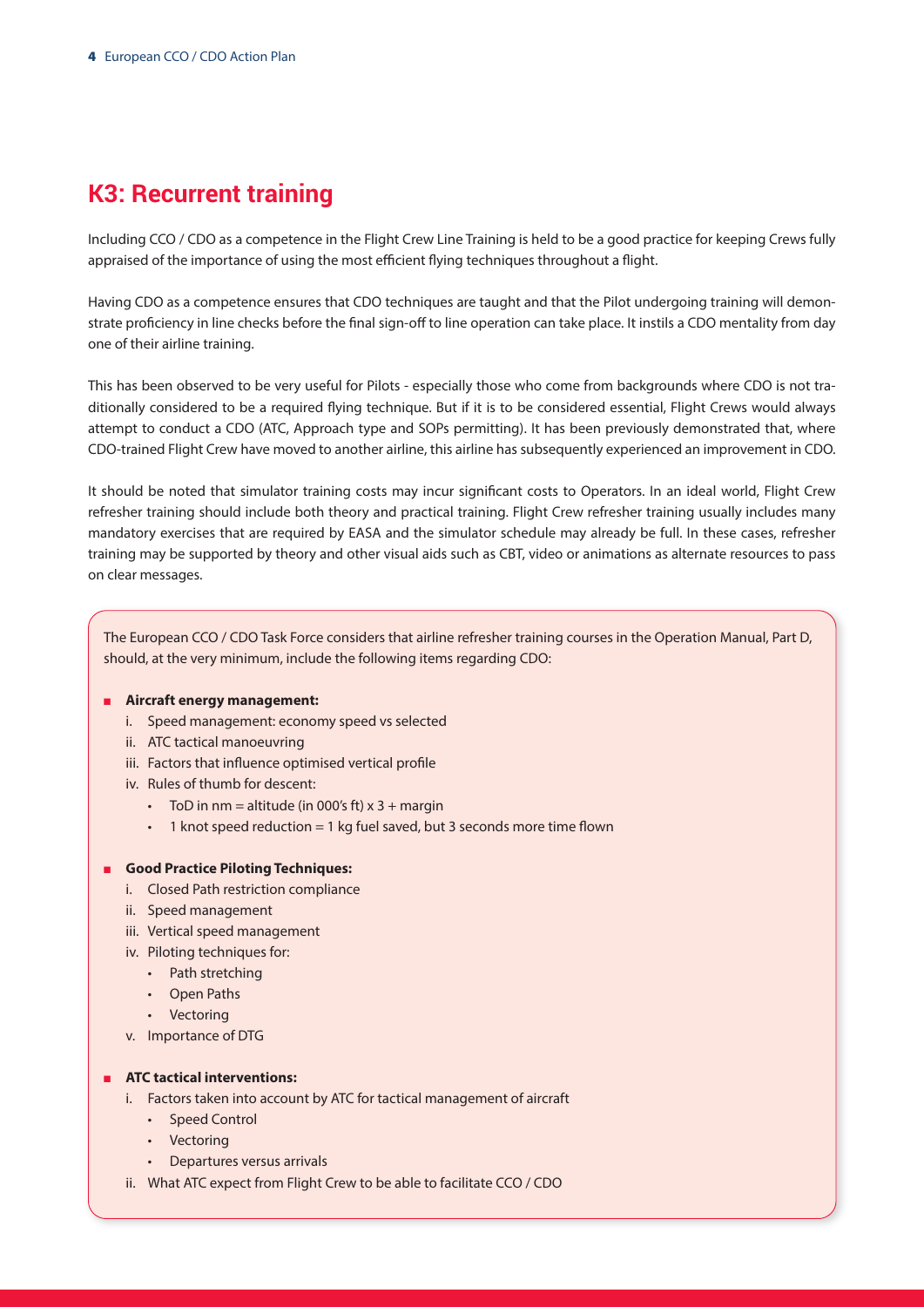## K3: Recurrent training

Including CCO / CDO as a competence in the Flight Crew Line Training is held to be a good practice for keeping Crews fully appraised of the importance of using the most efficient flying techniques throughout a flight.

Having CDO as a competence ensures that CDO techniques are taught and that the Pilot undergoing training will demonstrate proficiency in line checks before the final sign-off to line operation can take place. It instils a CDO mentality from day one of their airline training.

This has been observed to be very useful for Pilots - especially those who come from backgrounds where CDO is not traditionally considered to be a required flying technique. But if it is to be considered essential, Flight Crews would always attempt to conduct a CDO (ATC, Approach type and SOPs permitting). It has been previously demonstrated that, where CDO-trained Flight Crew have moved to another airline, this airline has subsequently experienced an improvement in CDO.

It should be noted that simulator training costs may incur significant costs to Operators. In an ideal world, Flight Crew refresher training should include both theory and practical training. Flight Crew refresher training usually includes many mandatory exercises that are required by EASA and the simulator schedule may already be full. In these cases, refresher training may be supported by theory and other visual aids such as CBT, video or animations as alternate resources to pass on clear messages.

The European CCO / CDO Task Force considers that airline refresher training courses in the Operation Manual, Part D, should, at the very minimum, include the following items regarding CDO:

- **Aircraft energy management:**
    - i. Speed management: economy speed vs selected
    - ii. ATC tactical manoeuvring
    - iii. Factors that influence optimised vertical profile
    - iv. Rules of thumb for descent:
        - ToD in nm = altitude (in 000's ft) x 3 + margin
        - 1 knot speed reduction = 1 kg fuel saved, but 3 seconds more time flown

- **Good Practice Piloting Techniques:**
    - i. Closed Path restriction compliance
    - ii. Speed management
    - iii. Vertical speed management
    - iv. Piloting techniques for:
        - Path stretching
        - Open Paths
        - Vectoring
    - v. Importance of DTG

- **ATC tactical interventions:**
    - i. Factors taken into account by ATC for tactical management of aircraft
        - Speed Control
        - Vectoring
        - Departures versus arrivals
    - ii. What ATC expect from Flight Crew to be able to facilitate CCO / CDO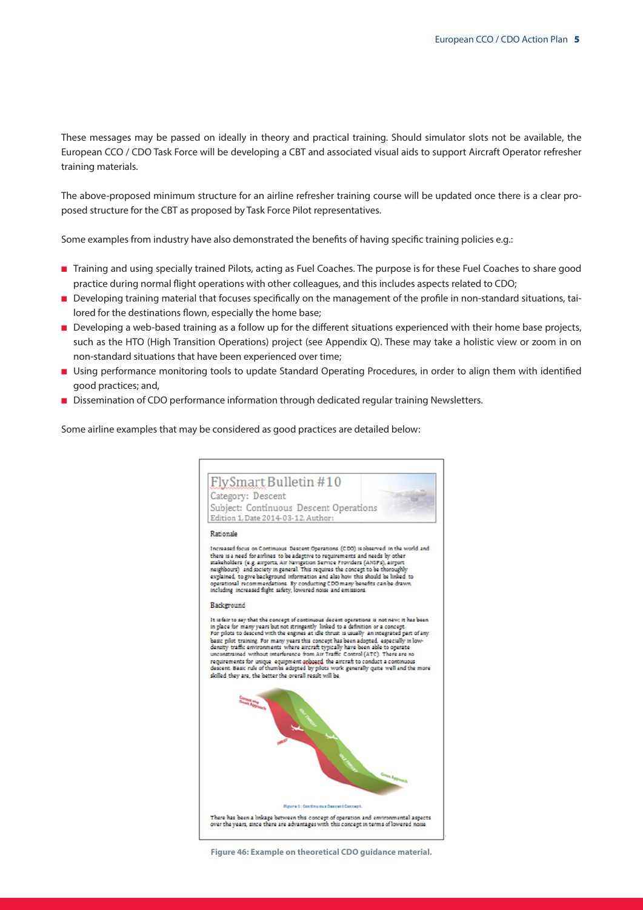These messages may be passed on ideally in theory and practical training. Should simulator slots not be available, the European CCO / CDO Task Force will be developing a CBT and associated visual aids to support Aircraft Operator refresher training materials.

The above-proposed minimum structure for an airline refresher training course will be updated once there is a clear proposed structure for the CBT as proposed by Task Force Pilot representatives.

Some examples from industry have also demonstrated the benefits of having specific training policies e.g.:

- Training and using specially trained Pilots, acting as Fuel Coaches. The purpose is for these Fuel Coaches to share good practice during normal flight operations with other colleagues, and this includes aspects related to CDO;
- Developing training material that focuses specifically on the management of the profile in non-standard situations, tailored for the destinations flown, especially the home base;
- Developing a web-based training as a follow up for the different situations experienced with their home base projects, such as the HTO (High Transition Operations) project (see Appendix Q). These may take a holistic view or zoom in on non-standard situations that have been experienced over time;
- Using performance monitoring tools to update Standard Operating Procedures, in order to align them with identified good practices; and,
- Dissemination of CDO performance information through dedicated regular training Newsletters.

Some airline examples that may be considered as good practices are detailed below:

FlySmart Bulletin #10
Category: Descent
Subject: Continuous Descent Operations
Edition 1, Date 2014-03-12, Author:

Rationale

Increased focus on Continuous Descent Operations (CDO) is observed in the world and there is a need for airlines to be adaptive to requirements and needs by other stakeholders (e.g. airports, Air Navigation Service Providers (ANSPs), airport neighbours) and society in general. This requires the concept to be thoroughly explained, to give background information and also how this should be linked to operational recommendations. By conducting CDO many benefits can be drawn, including increased flight safety, lowered noise and emissions.

Background

It is fair to say that the concept of continuous descent operations is not new; it has been in place for many years but not stringently linked to a definition or a concept. For pilots to descend with the engines at idle thrust is usually an integrated part of any basic pilot training. For many years this concept has been adopted, especially in low-density traffic environments where aircraft typically have been able to operate unconstrained without interference from Air Traffic Control (ATC). There are no requirements for unique equipment onboard the aircraft to conduct a continuous descent. Basic rule of thumbs adopted by pilots work generally quite well and the more skilled they are, the better the overall result will be.

Figure 1: Continuous Descent Concept

There has been a linkage between this concept of operation and environmental aspects over the years, since there are advantages with this concept in terms of lowered noise

Figure 46: Example on theoretical CDO guidance material.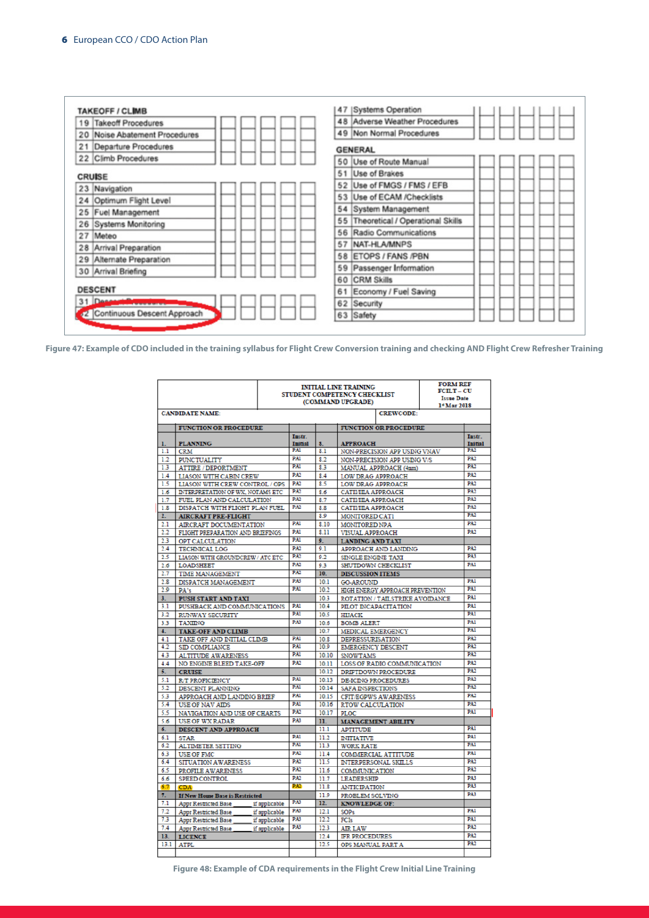| TAKEOFF / CLIMB | | | | | |
|---|---|---|---|---|---|
| 19 Takeoff Procedures | | | | | |
| 20 Noise Abatement Procedures | | | | | |
| 21 Departure Procedures | | | | | |
| 22 Climb Procedures | | | | | |
| **CRUISE** | | | | | |
| 23 Navigation | | | | | |
| 24 Optimum Flight Level | | | | | |
| 25 Fuel Management | | | | | |
| 26 Systems Monitoring | | | | | |
| 27 Meteo | | | | | |
| 28 Arrival Preparation | | | | | |
| 29 Alternate Preparation | | | | | |
| 30 Arrival Briefing | | | | | |
| **DESCENT** | | | | | |
| 31 Descent Procedures | | | | | |
| 32 Continuous Descent Approach | | | | | |

| 47 Systems Operation | | | | | |
|---|---|---|---|---|---|
| 48 Adverse Weather Procedures | | | | | |
| 49 Non Normal Procedures | | | | | |
| **GENERAL** | | | | | |
| 50 Use of Route Manual | | | | | |
| 51 Use of Brakes | | | | | |
| 52 Use of FMGS / FMS / EFB | | | | | |
| 53 Use of ECAM /Checklists | | | | | |
| 54 System Management | | | | | |
| 55 Theoretical / Operational Skills | | | | | |
| 56 Radio Communications | | | | | |
| 57 NAT-HLA/MNPS | | | | | |
| 58 ETOPS / FANS /PBN | | | | | |
| 59 Passenger Information | | | | | |
| 60 CRM Skills | | | | | |
| 61 Economy / Fuel Saving | | | | | |
| 62 Security | | | | | |
| 63 Safety | | | | | |

Figure 47: Example of CDO included in the training syllabus for Flight Crew Conversion training and checking AND Flight Crew Refresher Training

**INITIAL LINE TRAINING — STUDENT COMPETENCY CHECKLIST (COMMAND UPGRADE)**

FORM REF FCILT – CU; Issue Date 1st Mar 2018

CANDIDATE NAME: CREWCODE:

| | FUNCTION OR PROCEDURE | Instr. Initial | | FUNCTION OR PROCEDURE | Instr. Initial |
|---|---|---|---|---|---|
| 1. | PLANNING | | 8. | APPROACH | |
| 1.1 | CRM | PA1 | 8.1 | NON-PRECISION APP USING VNAV | PA2 |
| 1.2 | PUNCTUALITY | PA1 | 8.2 | NON-PRECISION APP USING V/S | PA2 |
| 1.3 | ATTIRE / DEPORTMENT | PA1 | 8.3 | MANUAL APPROACH (4nm) | PA2 |
| 1.4 | LIASON WITH CABIN CREW | PA2 | 8.4 | LOW DRAG APPROACH | PA2 |
| 1.5 | LIASON WITH CREW CONTROL / OPS | PA2 | 8.5 | LOW DRAG APPROACH | PA2 |
| 1.6 | INTERPRETATION OF WX, NOTAMS ETC | PA2 | 8.6 | CATI/IIIA APPROACH | PA2 |
| 1.7 | FUEL PLAN AND CALCULATION | PA2 | 8.7 | CATI/IIIA APPROACH | PA2 |
| 1.8 | DISPATCH WITH FLIGHT PLAN FUEL | PA2 | 8.8 | CATI/IIIA APPROACH | PA2 |
| 2. | AIRCRAFT PRE-FLIGHT | | 8.9 | MONITORED CAT1 | PA2 |
| 2.1 | AIRCRAFT DOCUMENTATION | PA1 | 8.10 | MONITORED NPA | PA2 |
| 2.2 | FLIGHT PREPARATION AND BRIEFINGS | PA1 | 8.11 | VISUAL APPROACH | PA2 |
| 2.3 | OPT CALCULATION | PA1 | 9. | LANDING AND TAXI | |
| 2.4 | TECHNICAL LOG | PA2 | 9.1 | APPROACH AND LANDING | PA2 |
| 2.5 | LIASON WITH GROUNDCREW / ATC ETC | PA2 | 9.2 | SINGLE ENGINE TAXI | PA3 |
| 2.6 | LOADSHEET | PA2 | 9.3 | SHUTDOWN CHECKLIST | PA1 |
| 2.7 | TIME MANAGEMENT | PA2 | 10. | DISCUSSION ITEMS | |
| 2.8 | DISPATCH MANAGEMENT | PA3 | 10.1 | GO-AROUND | PA1 |
| 2.9 | PA's | PA1 | 10.2 | HIGH ENERGY APPROACH PREVENTION | PA1 |
| 3. | PUSH START AND TAXI | | 10.3 | ROTATION / TAILSTRIKE AVOIDANCE | PA1 |
| 3.1 | PUSHBACK AND COMMUNICATIONS | PA1 | 10.4 | PILOT INCAPACITATION | PA1 |
| 3.2 | RUNWAY SECURITY | PA1 | 10.5 | HIJACK | PA1 |
| 3.3 | TAXIING | PA3 | 10.6 | BOMB ALERT | PA1 |
| 4. | TAKE-OFF AND CLIMB | | 10.7 | MEDICAL EMERGENCY | PA1 |
| 4.1 | TAKE OFF AND INITIAL CLIMB | PA1 | 10.8 | DEPRESSURISATION | PA2 |
| 4.2 | SID COMPLIANCE | PA1 | 10.9 | EMERGENCY DESCENT | PA2 |
| 4.3 | ALTITUDE AWARENESS | PA1 | 10.10 | SNOWTAMS | PA2 |
| 4.4 | NO ENGINE BLEED TAKE-OFF | PA2 | 10.11 | LOSS OF RADIO COMMUNICATION | PA2 |
| 5. | CRUISE | | 10.12 | DRIFTDOWN PROCEDURE | PA2 |
| 5.1 | R/T PROFICIENCY | PA1 | 10.13 | DE-ICING PROCEDURES | PA2 |
| 5.2 | DESCENT PLANNING | PA1 | 10.14 | SAFA INSPECTIONS | PA2 |
| 5.3 | APPROACH AND LANDING BRIEF | PA1 | 10.15 | CFIT/EGPWS AWARENESS | PA2 |
| 5.4 | USE OF NAV AIDS | PA1 | 10.16 | RTOW CALCULATION | PA2 |
| 5.5 | NAVIGATION AND USE OF CHARTS | PA2 | 10.17 | PLOC | PA1 |
| 5.6 | USE OF WX RADAR | PA3 | 11. | MANAGEMENT ABILITY | |
| 6. | DESCENT AND APPROACH | | 11.1 | APTITUDE | PA1 |
| 6.1 | STAR | PA1 | 11.2 | INITIATIVE | PA1 |
| 6.2 | ALTIMETER SETTING | PA1 | 11.3 | WORK RATE | PA1 |
| 6.3 | USE OF FMC | PA2 | 11.4 | COMMERCIAL ATTITUDE | PA1 |
| 6.4 | SITUATION AWARENESS | PA2 | 11.5 | INTERPERSONAL SKILLS | PA2 |
| 6.5 | PROFILE AWARENESS | PA2 | 11.6 | COMMUNICATION | PA2 |
| 6.6 | SPEED CONTROL | PA2 | 11.7 | LEADERSHIP | PA3 |
| 6.7 | CDA | PA2 | 11.8 | ANTICIPATION | PA3 |
| 7. | If New Home Base is Restricted | | 11.9 | PROBLEM SOLVING | PA3 |
| 7.1 | Appr Restricted Base ____ if applicable | PA3 | 12. | KNOWLEDGE OF: | |
| 7.2 | Appr Restricted Base ____ if applicable | PA3 | 12.1 | SOPs | PA1 |
| 7.3 | Appr Restricted Base ____ if applicable | PA3 | 12.2 | FCIs | PA1 |
| 7.4 | Appr Restricted Base ____ if applicable | PA3 | 12.3 | AIR LAW | PA2 |
| 13. | LICENCE | | 12.4 | IFR PROCEDURES | PA2 |
| 13.1 | ATPL | | 12.5 | OPS MANUAL PART A | PA2 |

Figure 48: Example of CDA requirements in the Flight Crew Initial Line Training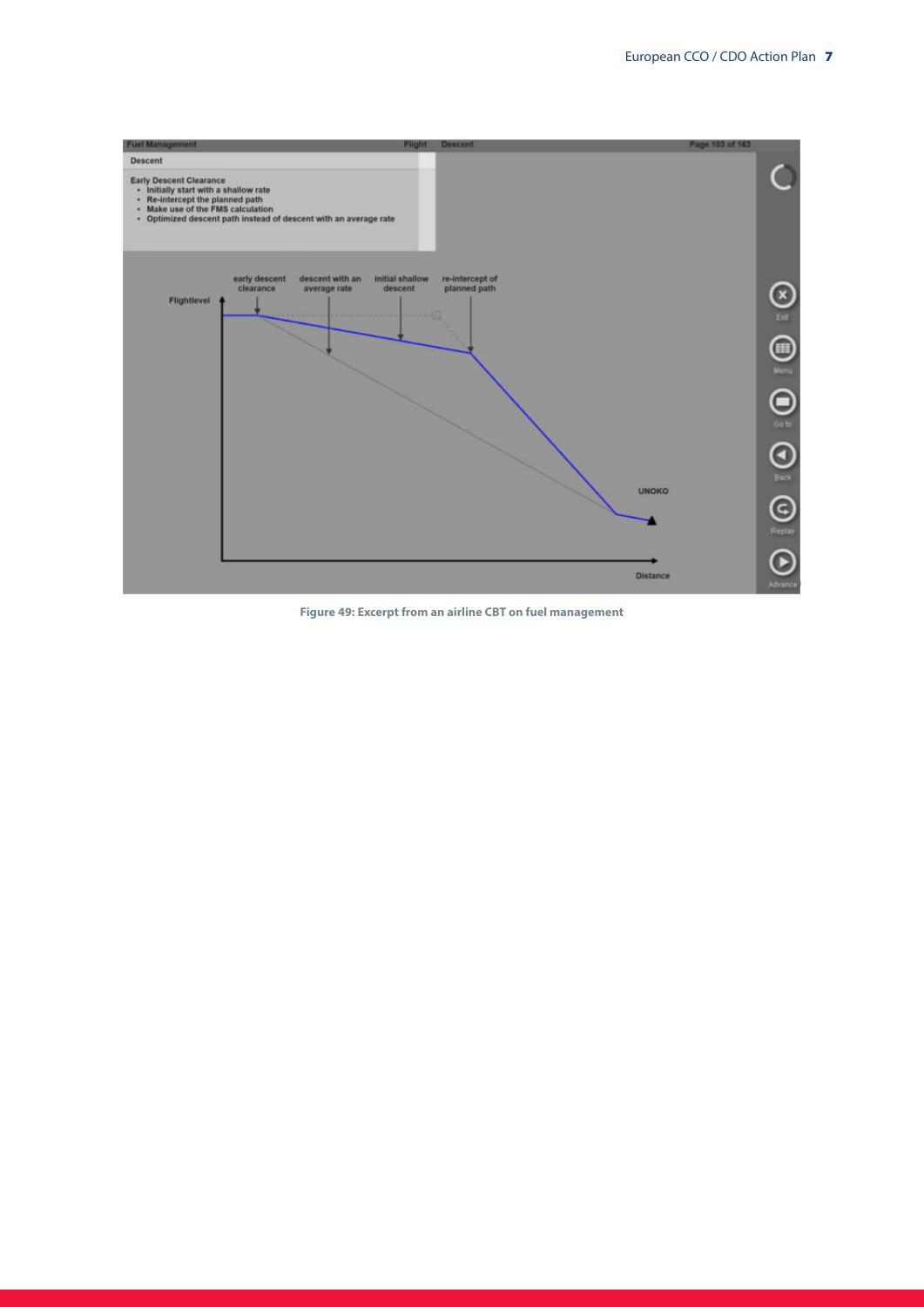Fuel Management

Flight

Descent

Page 103 of 163

Descent

Early Descent Clearance
- Initially start with a shallow rate
- Re-intercept the planned path
- Make use of the FMS calculation
- Optimized descent path instead of descent with an average rate

early descent clearance

descent with an average rate

initial shallow descent

re-intercept of planned path

Flightlevel

UNOKO

Distance

Exit

Menu

Go to

Back

Replay

Advance

**Figure 49: Excerpt from an airline CBT on fuel management**